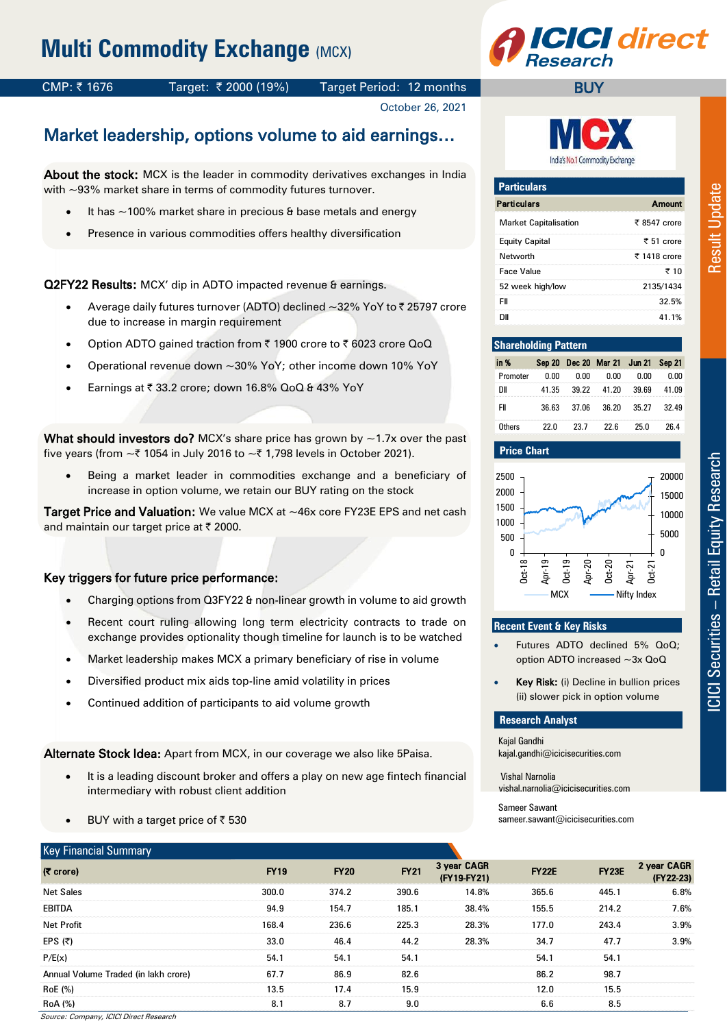# Multi Commodity Exchange (MCX)

CMP: ₹ 1676 | Target: ₹ 2000 (19%) | Target Period: 12 months | BUY

October 26, 2021

## Market leadership, options volume to aid earnings...

**About the stock:** MCX is the leader in commodity derivatives exchanges in India with ~93% market share in terms of commodity futures turnover.

- It has ~100% market share in precious & base metals and energy
- Presence in various commodities offers healthy diversification

**Q2FY22 Results:** MCX' dip in ADTO impacted revenue & earnings.

- Average daily futures turnover (ADTO) declined ~32% YoY to ₹ 25797 crore due to increase in margin requirement
- Option ADTO gained traction from ₹ 1900 crore to ₹ 6023 crore QoQ
- Operational revenue down ~30% YoY; other income down 10% YoY
- Earnings at ₹ 33.2 crore; down 16.8% QoQ & 43% YoY

**What should investors do?** MCX's share price has grown by ~1.7x over the past five years (from ~₹ 1054 in July 2016 to ~₹ 1,798 levels in October 2021).

- Being a market leader in commodities exchange and a beneficiary of increase in option volume, we retain our BUY rating on the stock

**Target Price and Valuation:** We value MCX at ~46x core FY23E EPS and net cash and maintain our target price at ₹ 2000.

**Key triggers for future price performance:**

- Charging options from Q3FY22 & non-linear growth in volume to aid growth
- Recent court ruling allowing long term electricity contracts to trade on exchange provides optionality though timeline for launch is to be watched
- Market leadership makes MCX a primary beneficiary of rise in volume
- Diversified product mix aids top-line amid volatility in prices
- Continued addition of participants to aid volume growth

**Alternate Stock Idea:** Apart from MCX, in our coverage we also like 5Paisa.

- It is a leading discount broker and offers a play on new age fintech financial intermediary with robust client addition
- BUY with a target price of ₹ 530

### Particulars

| Particulars | Amount |
|---|---|
| Market Capitalisation | ₹ 8547 crore |
| Equity Capital | ₹ 51 crore |
| Networth | ₹ 1418 crore |
| Face Value | ₹ 10 |
| 52 week high/low | 2135/1434 |
| FII | 32.5% |
| DII | 41.1% |

### Shareholding Pattern

| in % | Sep 20 | Dec 20 | Mar 21 | Jun 21 | Sep 21 |
|---|---|---|---|---|---|
| Promoter | 0.00 | 0.00 | 0.00 | 0.00 | 0.00 |
| DII | 41.35 | 39.22 | 41.20 | 39.69 | 41.09 |
| FII | 36.63 | 37.06 | 36.20 | 35.27 | 32.49 |
| Others | 22.0 | 23.7 | 22.6 | 25.0 | 26.4 |

### Price Chart

MCX — Nifty Index

### Recent Event & Key Risks

- Futures ADTO declined 5% QoQ; option ADTO increased ~3x QoQ
- **Key Risk:** (i) Decline in bullion prices (ii) slower pick in option volume

### Research Analyst

Kajal Gandhi
kajal.gandhi@icicisecurities.com

Vishal Narnolia
vishal.narnolia@icicisecurities.com

Sameer Sawant
sameer.sawant@icicisecurities.com

### Key Financial Summary

| (₹ crore) | FY19 | FY20 | FY21 | 3 year CAGR (FY19-FY21) | FY22E | FY23E | 2 year CAGR (FY22-23) |
|---|---|---|---|---|---|---|---|
| Net Sales | 300.0 | 374.2 | 390.6 | 14.8% | 365.6 | 445.1 | 6.8% |
| EBITDA | 94.9 | 154.7 | 185.1 | 38.4% | 155.5 | 214.2 | 7.6% |
| Net Profit | 168.4 | 236.6 | 225.3 | 28.3% | 177.0 | 243.4 | 3.9% |
| EPS (₹) | 33.0 | 46.4 | 44.2 | 28.3% | 34.7 | 47.7 | 3.9% |
| P/E(x) | 54.1 | 54.1 | 54.1 | | 54.1 | 54.1 | |
| Annual Volume Traded (in lakh crore) | 67.7 | 86.9 | 82.6 | | 86.2 | 98.7 | |
| RoE (%) | 13.5 | 17.4 | 15.9 | | 12.0 | 15.5 | |
| RoA (%) | 8.1 | 8.7 | 9.0 | | 6.6 | 8.5 | |

Source: Company, ICICI Direct Research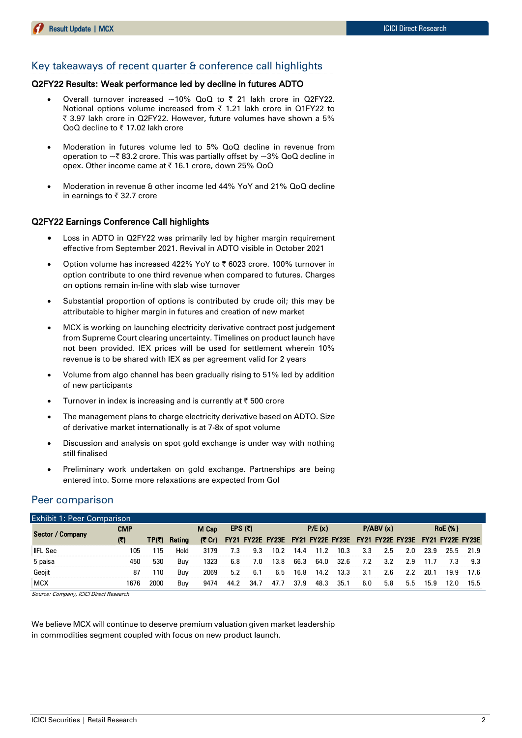## Key takeaways of recent quarter & conference call highlights

### Q2FY22 Results: Weak performance led by decline in futures ADTO

- Overall turnover increased ~10% QoQ to ₹ 21 lakh crore in Q2FY22. Notional options volume increased from ₹ 1.21 lakh crore in Q1FY22 to ₹ 3.97 lakh crore in Q2FY22. However, future volumes have shown a 5% QoQ decline to ₹ 17.02 lakh crore
- Moderation in futures volume led to 5% QoQ decline in revenue from operation to ~₹ 83.2 crore. This was partially offset by ~3% QoQ decline in opex. Other income came at ₹ 16.1 crore, down 25% QoQ
- Moderation in revenue & other income led 44% YoY and 21% QoQ decline in earnings to ₹ 32.7 crore

### Q2FY22 Earnings Conference Call highlights

- Loss in ADTO in Q2FY22 was primarily led by higher margin requirement effective from September 2021. Revival in ADTO visible in October 2021
- Option volume has increased 422% YoY to ₹ 6023 crore. 100% turnover in option contribute to one third revenue when compared to futures. Charges on options remain in-line with slab wise turnover
- Substantial proportion of options is contributed by crude oil; this may be attributable to higher margin in futures and creation of new market
- MCX is working on launching electricity derivative contract post judgement from Supreme Court clearing uncertainty. Timelines on product launch have not been provided. IEX prices will be used for settlement wherein 10% revenue is to be shared with IEX as per agreement valid for 2 years
- Volume from algo channel has been gradually rising to 51% led by addition of new participants
- Turnover in index is increasing and is currently at ₹ 500 crore
- The management plans to charge electricity derivative based on ADTO. Size of derivative market internationally is at 7-8x of spot volume
- Discussion and analysis on spot gold exchange is under way with nothing still finalised
- Preliminary work undertaken on gold exchange. Partnerships are being entered into. Some more relaxations are expected from GoI

## Peer comparison

Exhibit 1: Peer Comparison

| Sector / Company | CMP | | | M Cap | EPS (₹) | | | P/E (x) | | | P/ABV (x) | | | RoE (%) | | |
|---|---|---|---|---|---|---|---|---|---|---|---|---|---|---|---|---|
| | (₹) | TP(₹) | Rating | (₹ Cr) | FY21 | FY22E | FY23E | FY21 | FY22E | FY23E | FY21 | FY22E | FY23E | FY21 | FY22E | FY23E |
| IIFL Sec | 105 | 115 | Hold | 3179 | 7.3 | 9.3 | 10.2 | 14.4 | 11.2 | 10.3 | 3.3 | 2.5 | 2.0 | 23.9 | 25.5 | 21.9 |
| 5 paisa | 450 | 530 | Buy | 1323 | 6.8 | 7.0 | 13.8 | 66.3 | 64.0 | 32.6 | 7.2 | 3.2 | 2.9 | 11.7 | 7.3 | 9.3 |
| Geojit | 87 | 110 | Buy | 2069 | 5.2 | 6.1 | 6.5 | 16.8 | 14.2 | 13.3 | 3.1 | 2.6 | 2.2 | 20.1 | 19.9 | 17.6 |
| MCX | 1676 | 2000 | Buy | 9474 | 44.2 | 34.7 | 47.7 | 37.9 | 48.3 | 35.1 | 6.0 | 5.8 | 5.5 | 15.9 | 12.0 | 15.5 |

*Source: Company, ICICI Direct Research*

We believe MCX will continue to deserve premium valuation given market leadership in commodities segment coupled with focus on new product launch.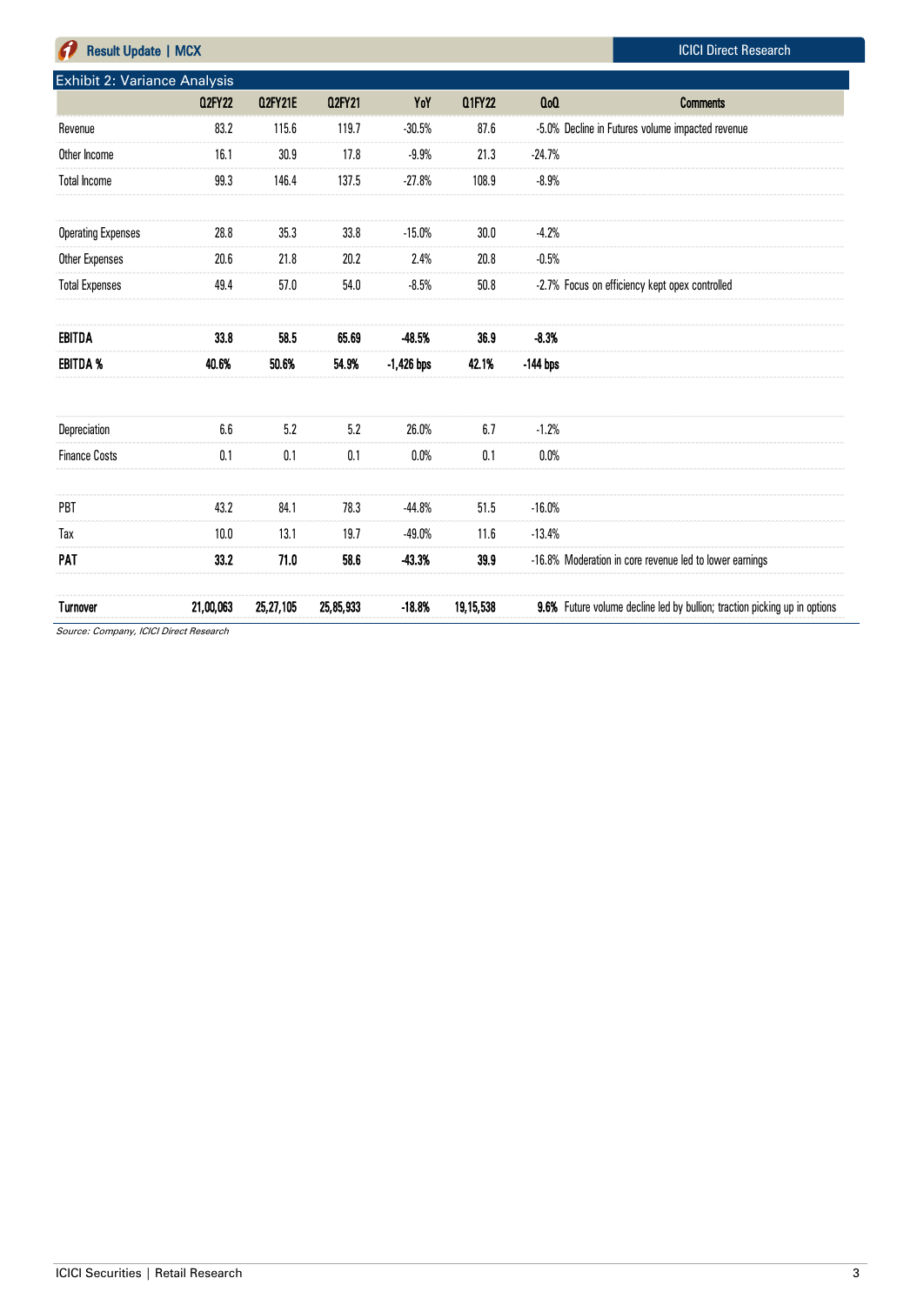Exhibit 2: Variance Analysis

| | Q2FY22 | Q2FY21E | Q2FY21 | YoY | Q1FY22 | QoQ | Comments |
|---|---|---|---|---|---|---|---|
| Revenue | 83.2 | 115.6 | 119.7 | -30.5% | 87.6 | -5.0% | Decline in Futures volume impacted revenue |
| Other Income | 16.1 | 30.9 | 17.8 | -9.9% | 21.3 | -24.7% | |
| Total Income | 99.3 | 146.4 | 137.5 | -27.8% | 108.9 | -8.9% | |
| | | | | | | | |
| Operating Expenses | 28.8 | 35.3 | 33.8 | -15.0% | 30.0 | -4.2% | |
| Other Expenses | 20.6 | 21.8 | 20.2 | 2.4% | 20.8 | -0.5% | |
| Total Expenses | 49.4 | 57.0 | 54.0 | -8.5% | 50.8 | -2.7% | Focus on efficiency kept opex controlled |
| | | | | | | | |
| **EBITDA** | **33.8** | **58.5** | **65.69** | **-48.5%** | **36.9** | **-8.3%** | |
| **EBITDA %** | **40.6%** | **50.6%** | **54.9%** | **-1,426 bps** | **42.1%** | **-144 bps** | |
| | | | | | | | |
| Depreciation | 6.6 | 5.2 | 5.2 | 26.0% | 6.7 | -1.2% | |
| Finance Costs | 0.1 | 0.1 | 0.1 | 0.0% | 0.1 | 0.0% | |
| | | | | | | | |
| PBT | 43.2 | 84.1 | 78.3 | -44.8% | 51.5 | -16.0% | |
| Tax | 10.0 | 13.1 | 19.7 | -49.0% | 11.6 | -13.4% | |
| **PAT** | **33.2** | **71.0** | **58.6** | **-43.3%** | **39.9** | -16.8% | Moderation in core revenue led to lower earnings |
| | | | | | | | |
| **Turnover** | **21,00,063** | **25,27,105** | **25,85,933** | **-18.8%** | **19,15,538** | **9.6%** | Future volume decline led by bullion; traction picking up in options |

*Source: Company, ICICI Direct Research*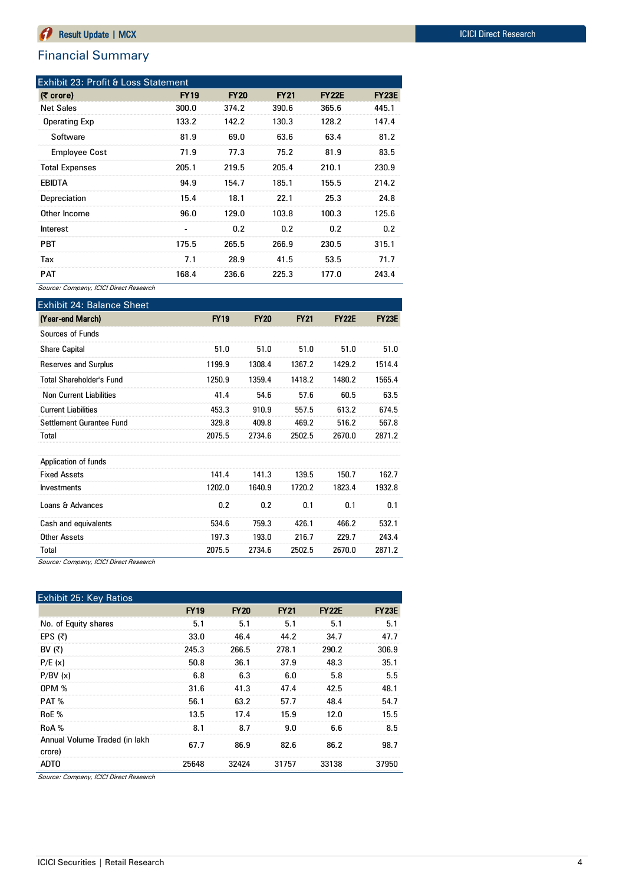## Financial Summary

**Exhibit 23: Profit & Loss Statement**

| (₹ crore) | FY19 | FY20 | FY21 | FY22E | FY23E |
|---|---|---|---|---|---|
| Net Sales | 300.0 | 374.2 | 390.6 | 365.6 | 445.1 |
| Operating Exp | 133.2 | 142.2 | 130.3 | 128.2 | 147.4 |
| Software | 81.9 | 69.0 | 63.6 | 63.4 | 81.2 |
| Employee Cost | 71.9 | 77.3 | 75.2 | 81.9 | 83.5 |
| Total Expenses | 205.1 | 219.5 | 205.4 | 210.1 | 230.9 |
| EBIDTA | 94.9 | 154.7 | 185.1 | 155.5 | 214.2 |
| Depreciation | 15.4 | 18.1 | 22.1 | 25.3 | 24.8 |
| Other Income | 96.0 | 129.0 | 103.8 | 100.3 | 125.6 |
| Interest | - | 0.2 | 0.2 | 0.2 | 0.2 |
| PBT | 175.5 | 265.5 | 266.9 | 230.5 | 315.1 |
| Tax | 7.1 | 28.9 | 41.5 | 53.5 | 71.7 |
| PAT | 168.4 | 236.6 | 225.3 | 177.0 | 243.4 |

*Source: Company, ICICI Direct Research*

**Exhibit 24: Balance Sheet**

| (Year-end March) | FY19 | FY20 | FY21 | FY22E | FY23E |
|---|---|---|---|---|---|
| Sources of Funds | | | | | |
| Share Capital | 51.0 | 51.0 | 51.0 | 51.0 | 51.0 |
| Reserves and Surplus | 1199.9 | 1308.4 | 1367.2 | 1429.2 | 1514.4 |
| Total Shareholder's Fund | 1250.9 | 1359.4 | 1418.2 | 1480.2 | 1565.4 |
| Non Current Liabilities | 41.4 | 54.6 | 57.6 | 60.5 | 63.5 |
| Current Liabilities | 453.3 | 910.9 | 557.5 | 613.2 | 674.5 |
| Settlement Gurantee Fund | 329.8 | 409.8 | 469.2 | 516.2 | 567.8 |
| Total | 2075.5 | 2734.6 | 2502.5 | 2670.0 | 2871.2 |
| | | | | | |
| Application of funds | | | | | |
| Fixed Assets | 141.4 | 141.3 | 139.5 | 150.7 | 162.7 |
| Investments | 1202.0 | 1640.9 | 1720.2 | 1823.4 | 1932.8 |
| Loans & Advances | 0.2 | 0.2 | 0.1 | 0.1 | 0.1 |
| Cash and equivalents | 534.6 | 759.3 | 426.1 | 466.2 | 532.1 |
| Other Assets | 197.3 | 193.0 | 216.7 | 229.7 | 243.4 |
| Total | 2075.5 | 2734.6 | 2502.5 | 2670.0 | 2871.2 |

*Source: Company, ICICI Direct Research*

**Exhibit 25: Key Ratios**

| | FY19 | FY20 | FY21 | FY22E | FY23E |
|---|---|---|---|---|---|
| No. of Equity shares | 5.1 | 5.1 | 5.1 | 5.1 | 5.1 |
| EPS (₹) | 33.0 | 46.4 | 44.2 | 34.7 | 47.7 |
| BV (₹) | 245.3 | 266.5 | 278.1 | 290.2 | 306.9 |
| P/E (x) | 50.8 | 36.1 | 37.9 | 48.3 | 35.1 |
| P/BV (x) | 6.8 | 6.3 | 6.0 | 5.8 | 5.5 |
| OPM % | 31.6 | 41.3 | 47.4 | 42.5 | 48.1 |
| PAT % | 56.1 | 63.2 | 57.7 | 48.4 | 54.7 |
| RoE % | 13.5 | 17.4 | 15.9 | 12.0 | 15.5 |
| RoA % | 8.1 | 8.7 | 9.0 | 6.6 | 8.5 |
| Annual Volume Traded (in lakh crore) | 67.7 | 86.9 | 82.6 | 86.2 | 98.7 |
| ADTO | 25648 | 32424 | 31757 | 33138 | 37950 |

*Source: Company, ICICI Direct Research*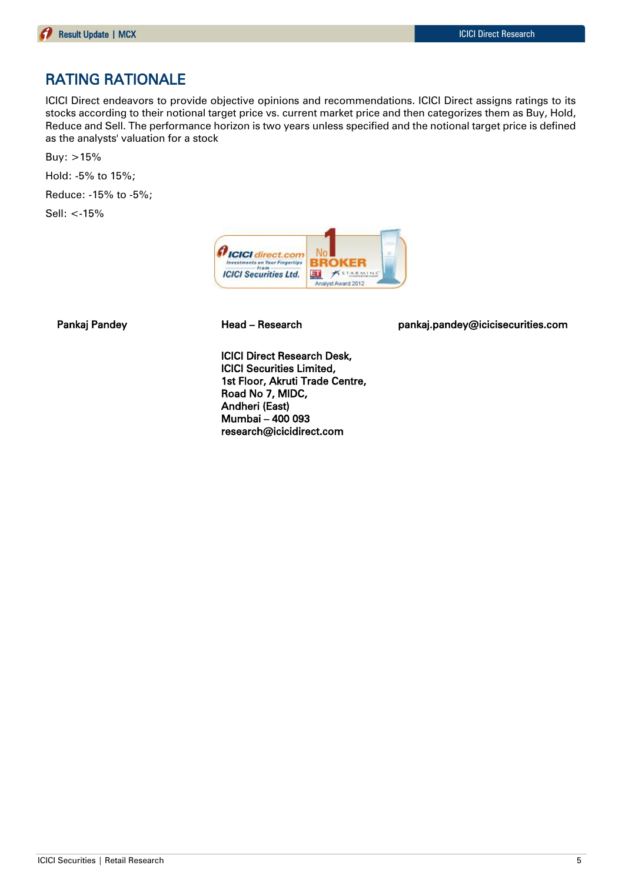## RATING RATIONALE

ICICI Direct endeavors to provide objective opinions and recommendations. ICICI Direct assigns ratings to its stocks according to their notional target price vs. current market price and then categorizes them as Buy, Hold, Reduce and Sell. The performance horizon is two years unless specified and the notional target price is defined as the analysts' valuation for a stock

Buy: >15%

Hold: -5% to 15%;

Reduce: -15% to -5%;

Sell: <-15%

| | | |
|---|---|---|
| **Pankaj Pandey** | **Head – Research** | **pankaj.pandey@icicisecurities.com** |

**ICICI Direct Research Desk,**
**ICICI Securities Limited,**
**1st Floor, Akruti Trade Centre,**
**Road No 7, MIDC,**
**Andheri (East)**
**Mumbai – 400 093**
**research@icicidirect.com**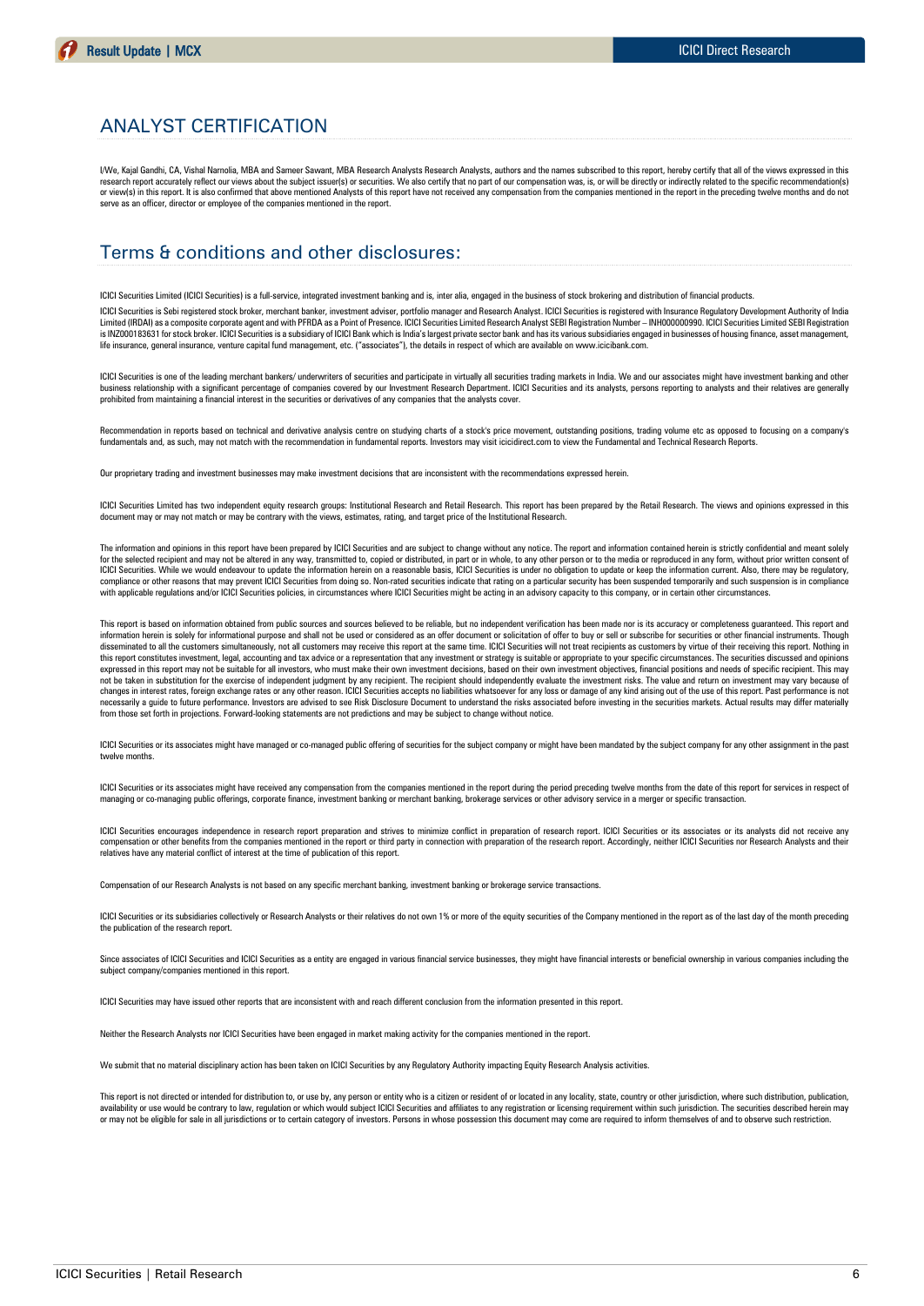## ANALYST CERTIFICATION

I/We, Kajal Gandhi, CA, Vishal Narnolia, MBA and Sameer Sawant, MBA Research Analysts Research Analysts, authors and the names subscribed to this report, hereby certify that all of the views expressed in this research report accurately reflect our views about the subject issuer(s) or securities. We also certify that no part of our compensation was, is, or will be directly or indirectly related to the specific recommendation(s) or view(s) in this report. It is also confirmed that above mentioned Analysts of this report have not received any compensation from the companies mentioned in the report in the preceding twelve months and do not serve as an officer, director or employee of the companies mentioned in the report.

## Terms & conditions and other disclosures:

ICICI Securities Limited (ICICI Securities) is a full-service, integrated investment banking and is, inter alia, engaged in the business of stock brokering and distribution of financial products.

ICICI Securities is Sebi registered stock broker, merchant banker, investment adviser, portfolio manager and Research Analyst. ICICI Securities is registered with Insurance Regulatory Development Authority of India Limited (IRDAI) as a composite corporate agent and with PFRDA as a Point of Presence. ICICI Securities Limited Research Analyst SEBI Registration Number – INH000000990. ICICI Securities Limited SEBI Registration is INZ000183631 for stock broker. ICICI Securities is a subsidiary of ICICI Bank which is India's largest private sector bank and has its various subsidiaries engaged in businesses of housing finance, asset management, life insurance, general insurance, venture capital fund management, etc. ("associates"), the details in respect of which are available on www.icicibank.com.

ICICI Securities is one of the leading merchant bankers/ underwriters of securities and participate in virtually all securities trading markets in India. We and our associates might have investment banking and other business relationship with a significant percentage of companies covered by our Investment Research Department. ICICI Securities and its analysts, persons reporting to analysts and their relatives are generally prohibited from maintaining a financial interest in the securities or derivatives of any companies that the analysts cover.

Recommendation in reports based on technical and derivative analysis centre on studying charts of a stock's price movement, outstanding positions, trading volume etc as opposed to focusing on a company's fundamentals and, as such, may not match with the recommendation in fundamental reports. Investors may visit icicidirect.com to view the Fundamental and Technical Research Reports.

Our proprietary trading and investment businesses may make investment decisions that are inconsistent with the recommendations expressed herein.

ICICI Securities Limited has two independent equity research groups: Institutional Research and Retail Research. This report has been prepared by the Retail Research. The views and opinions expressed in this document may or may not match or may be contrary with the views, estimates, rating, and target price of the Institutional Research.

The information and opinions in this report have been prepared by ICICI Securities and are subject to change without any notice. The report and information contained herein is strictly confidential and meant solely for the selected recipient and may not be altered in any way, transmitted to, copied or distributed, in part or in whole, to any other person or to the media or reproduced in any form, without prior written consent of ICICI Securities. While we would endeavour to update the information herein on a reasonable basis, ICICI Securities is under no obligation to update or keep the information current. Also, there may be regulatory, compliance or other reasons that may prevent ICICI Securities from doing so. Non-rated securities indicate that rating on a particular security has been suspended temporarily and such suspension is in compliance with applicable regulations and/or ICICI Securities policies, in circumstances where ICICI Securities might be acting in an advisory capacity to this company, or in certain other circumstances.

This report is based on information obtained from public sources and sources believed to be reliable, but no independent verification has been made nor is its accuracy or completeness guaranteed. This report and information herein is solely for informational purpose and shall not be used or considered as an offer document or solicitation of offer to buy or sell or subscribe for securities or other financial instruments. Though disseminated to all the customers simultaneously, not all customers may receive this report at the same time. ICICI Securities will not treat recipients as customers by virtue of their receiving this report. Nothing in this report constitutes investment, legal, accounting and tax advice or a representation that any investment or strategy is suitable or appropriate to your specific circumstances. The securities discussed and opinions expressed in this report may not be suitable for all investors, who must make their own investment decisions, based on their own investment objectives, financial positions and needs of specific recipient. This may not be taken in substitution for the exercise of independent judgment by any recipient. The recipient should independently evaluate the investment risks. The value and return on investment may vary because of changes in interest rates, foreign exchange rates or any other reason. ICICI Securities accepts no liabilities whatsoever for any loss or damage of any kind arising out of the use of this report. Past performance is not necessarily a guide to future performance. Investors are advised to see Risk Disclosure Document to understand the risks associated before investing in the securities markets. Actual results may differ materially from those set forth in projections. Forward-looking statements are not predictions and may be subject to change without notice.

ICICI Securities or its associates might have managed or co-managed public offering of securities for the subject company or might have been mandated by the subject company for any other assignment in the past twelve months.

ICICI Securities or its associates might have received any compensation from the companies mentioned in the report during the period preceding twelve months from the date of this report for services in respect of managing or co-managing public offerings, corporate finance, investment banking or merchant banking, brokerage services or other advisory service in a merger or specific transaction.

ICICI Securities encourages independence in research report preparation and strives to minimize conflict in preparation of research report. ICICI Securities or its associates or its analysts did not receive any compensation or other benefits from the companies mentioned in the report or third party in connection with preparation of the research report. Accordingly, neither ICICI Securities nor Research Analysts and their relatives have any material conflict of interest at the time of publication of this report.

Compensation of our Research Analysts is not based on any specific merchant banking, investment banking or brokerage service transactions.

ICICI Securities or its subsidiaries collectively or Research Analysts or their relatives do not own 1% or more of the equity securities of the Company mentioned in the report as of the last day of the month preceding the publication of the research report.

Since associates of ICICI Securities and ICICI Securities as a entity are engaged in various financial service businesses, they might have financial interests or beneficial ownership in various companies including the subject company/companies mentioned in this report.

ICICI Securities may have issued other reports that are inconsistent with and reach different conclusion from the information presented in this report.

Neither the Research Analysts nor ICICI Securities have been engaged in market making activity for the companies mentioned in the report.

We submit that no material disciplinary action has been taken on ICICI Securities by any Regulatory Authority impacting Equity Research Analysis activities.

This report is not directed or intended for distribution to, or use by, any person or entity who is a citizen or resident of or located in any locality, state, country or other jurisdiction, where such distribution, publication, availability or use would be contrary to law, regulation or which would subject ICICI Securities and affiliates to any registration or licensing requirement within such jurisdiction. The securities described herein may or may not be eligible for sale in all jurisdictions or to certain category of investors. Persons in whose possession this document may come are required to inform themselves of and to observe such restriction.